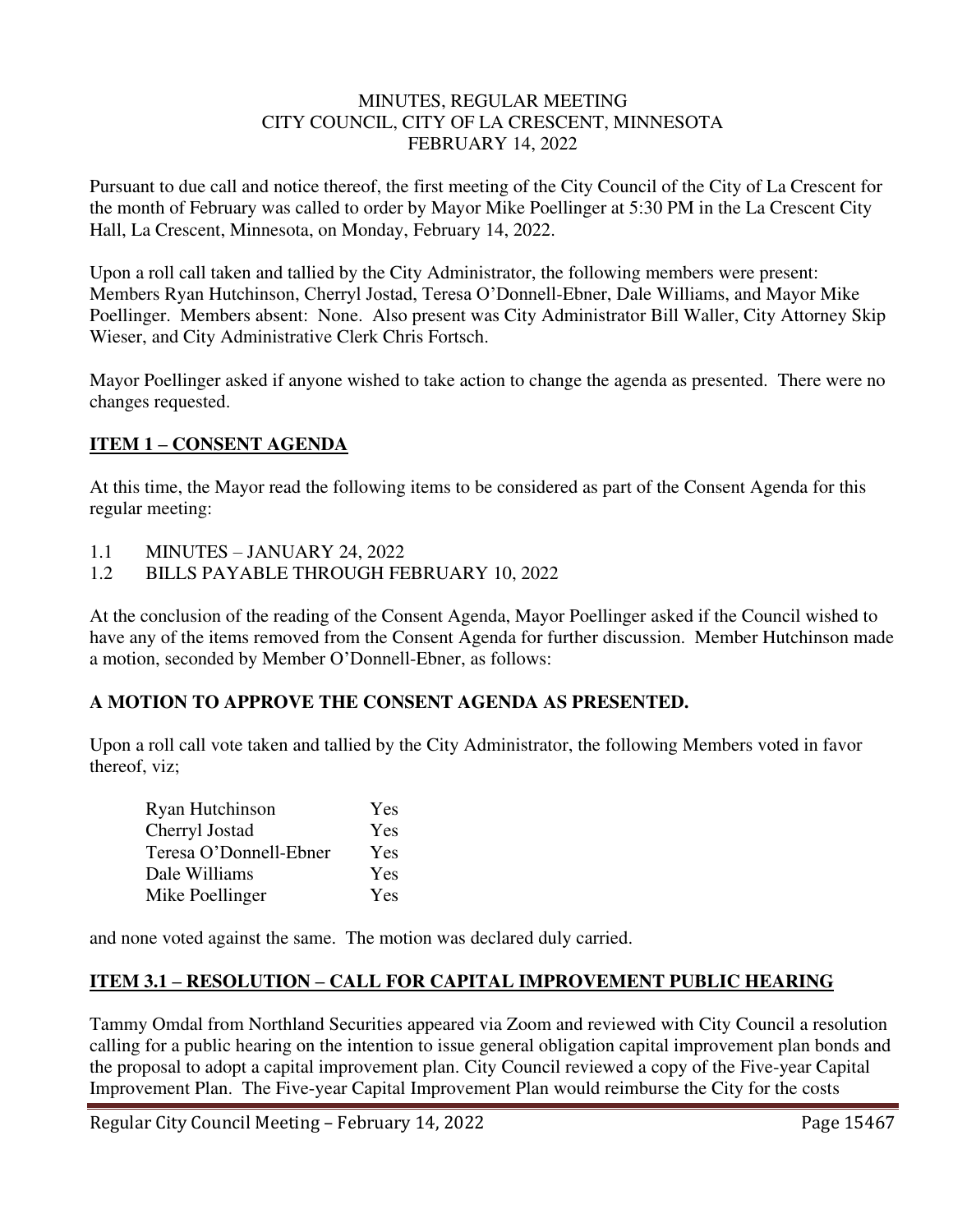MINUTES, REGULAR MEETING
CITY COUNCIL, CITY OF LA CRESCENT, MINNESOTA
FEBRUARY 14, 2022

Pursuant to due call and notice thereof, the first meeting of the City Council of the City of La Crescent for the month of February was called to order by Mayor Mike Poellinger at 5:30 PM in the La Crescent City Hall, La Crescent, Minnesota, on Monday, February 14, 2022.

Upon a roll call taken and tallied by the City Administrator, the following members were present: Members Ryan Hutchinson, Cherryl Jostad, Teresa O'Donnell-Ebner, Dale Williams, and Mayor Mike Poellinger. Members absent: None. Also present was City Administrator Bill Waller, City Attorney Skip Wieser, and City Administrative Clerk Chris Fortsch.

Mayor Poellinger asked if anyone wished to take action to change the agenda as presented. There were no changes requested.

## ITEM 1 – CONSENT AGENDA

At this time, the Mayor read the following items to be considered as part of the Consent Agenda for this regular meeting:

1.1 MINUTES – JANUARY 24, 2022
1.2 BILLS PAYABLE THROUGH FEBRUARY 10, 2022

At the conclusion of the reading of the Consent Agenda, Mayor Poellinger asked if the Council wished to have any of the items removed from the Consent Agenda for further discussion. Member Hutchinson made a motion, seconded by Member O'Donnell-Ebner, as follows:

**A MOTION TO APPROVE THE CONSENT AGENDA AS PRESENTED.**

Upon a roll call vote taken and tallied by the City Administrator, the following Members voted in favor thereof, viz;

| | |
|---|---|
| Ryan Hutchinson | Yes |
| Cherryl Jostad | Yes |
| Teresa O'Donnell-Ebner | Yes |
| Dale Williams | Yes |
| Mike Poellinger | Yes |

and none voted against the same. The motion was declared duly carried.

## ITEM 3.1 – RESOLUTION – CALL FOR CAPITAL IMPROVEMENT PUBLIC HEARING

Tammy Omdal from Northland Securities appeared via Zoom and reviewed with City Council a resolution calling for a public hearing on the intention to issue general obligation capital improvement plan bonds and the proposal to adopt a capital improvement plan. City Council reviewed a copy of the Five-year Capital Improvement Plan. The Five-year Capital Improvement Plan would reimburse the City for the costs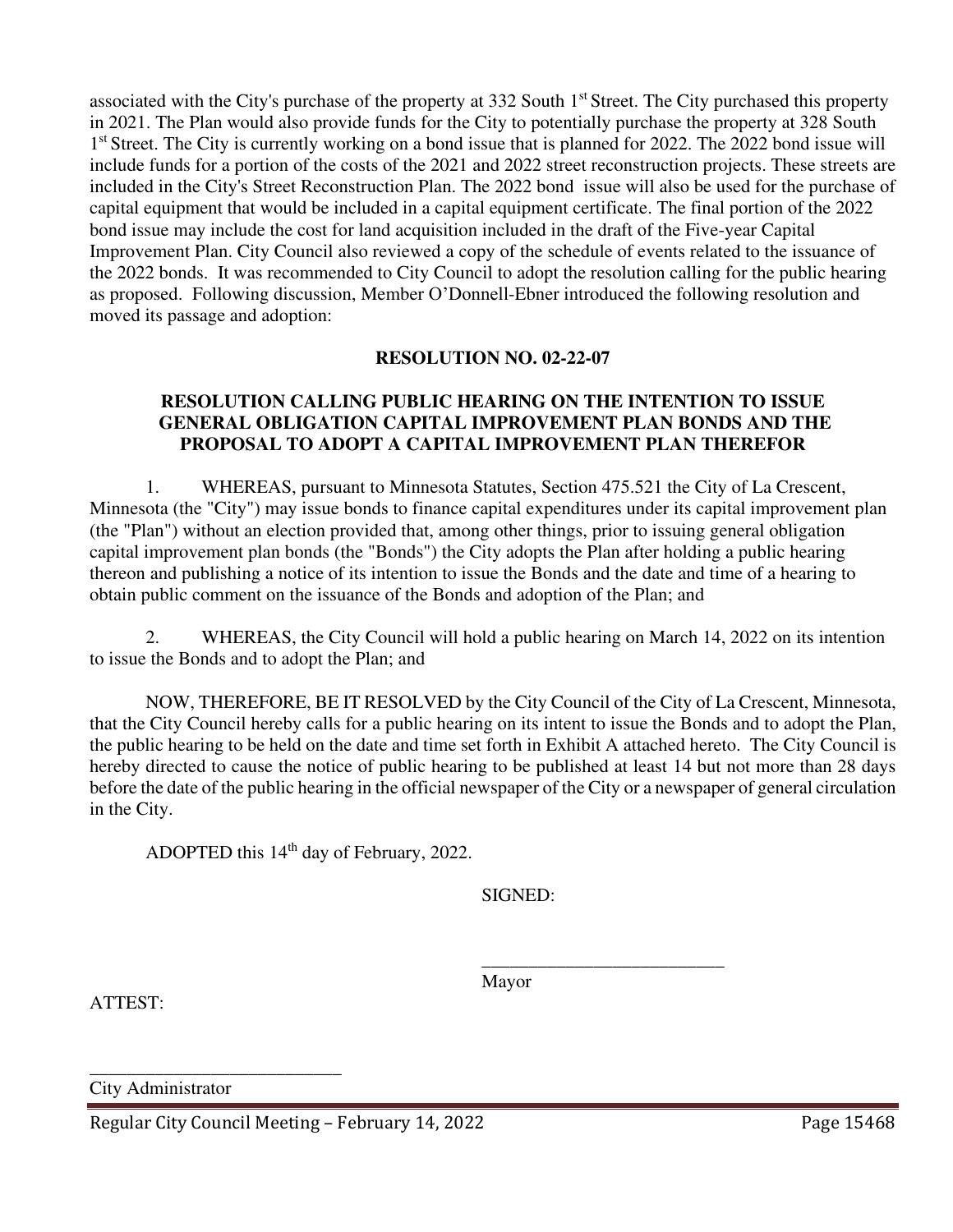associated with the City's purchase of the property at 332 South 1st Street. The City purchased this property in 2021. The Plan would also provide funds for the City to potentially purchase the property at 328 South 1st Street. The City is currently working on a bond issue that is planned for 2022. The 2022 bond issue will include funds for a portion of the costs of the 2021 and 2022 street reconstruction projects. These streets are included in the City's Street Reconstruction Plan. The 2022 bond issue will also be used for the purchase of capital equipment that would be included in a capital equipment certificate. The final portion of the 2022 bond issue may include the cost for land acquisition included in the draft of the Five-year Capital Improvement Plan. City Council also reviewed a copy of the schedule of events related to the issuance of the 2022 bonds. It was recommended to City Council to adopt the resolution calling for the public hearing as proposed. Following discussion, Member O'Donnell-Ebner introduced the following resolution and moved its passage and adoption:

**RESOLUTION NO. 02-22-07**

**RESOLUTION CALLING PUBLIC HEARING ON THE INTENTION TO ISSUE GENERAL OBLIGATION CAPITAL IMPROVEMENT PLAN BONDS AND THE PROPOSAL TO ADOPT A CAPITAL IMPROVEMENT PLAN THEREFOR**

1. WHEREAS, pursuant to Minnesota Statutes, Section 475.521 the City of La Crescent, Minnesota (the "City") may issue bonds to finance capital expenditures under its capital improvement plan (the "Plan") without an election provided that, among other things, prior to issuing general obligation capital improvement plan bonds (the "Bonds") the City adopts the Plan after holding a public hearing thereon and publishing a notice of its intention to issue the Bonds and the date and time of a hearing to obtain public comment on the issuance of the Bonds and adoption of the Plan; and

2. WHEREAS, the City Council will hold a public hearing on March 14, 2022 on its intention to issue the Bonds and to adopt the Plan; and

NOW, THEREFORE, BE IT RESOLVED by the City Council of the City of La Crescent, Minnesota, that the City Council hereby calls for a public hearing on its intent to issue the Bonds and to adopt the Plan, the public hearing to be held on the date and time set forth in Exhibit A attached hereto. The City Council is hereby directed to cause the notice of public hearing to be published at least 14 but not more than 28 days before the date of the public hearing in the official newspaper of the City or a newspaper of general circulation in the City.

ADOPTED this 14th day of February, 2022.

SIGNED:

\_\_\_\_\_\_\_\_\_\_\_\_\_\_\_\_\_\_\_\_\_\_\_\_\_\_

Mayor

ATTEST:

\_\_\_\_\_\_\_\_\_\_\_\_\_\_\_\_\_\_\_\_\_\_\_\_\_\_\_\_

City Administrator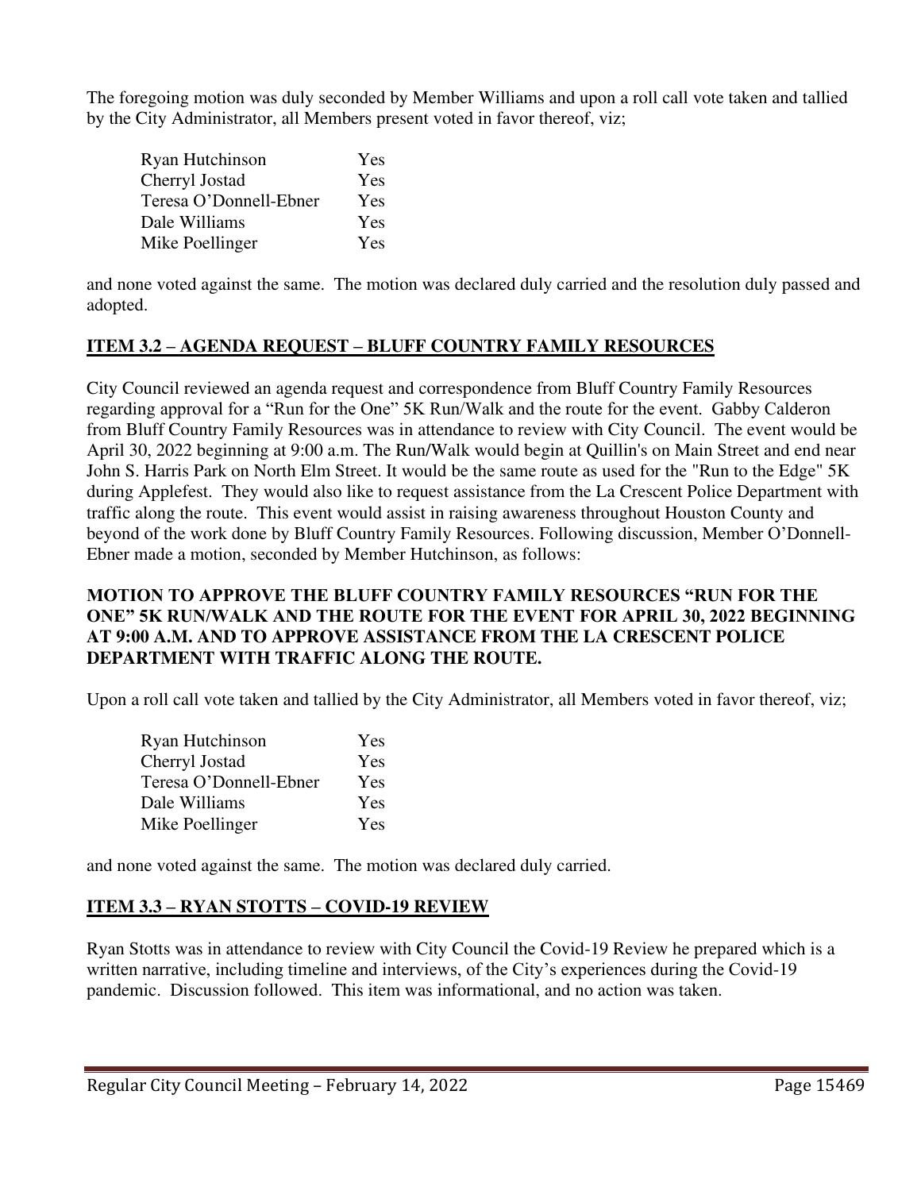The foregoing motion was duly seconded by Member Williams and upon a roll call vote taken and tallied by the City Administrator, all Members present voted in favor thereof, viz;

| | |
|---|---|
| Ryan Hutchinson | Yes |
| Cherryl Jostad | Yes |
| Teresa O'Donnell-Ebner | Yes |
| Dale Williams | Yes |
| Mike Poellinger | Yes |

and none voted against the same. The motion was declared duly carried and the resolution duly passed and adopted.

## ITEM 3.2 – AGENDA REQUEST – BLUFF COUNTRY FAMILY RESOURCES

City Council reviewed an agenda request and correspondence from Bluff Country Family Resources regarding approval for a "Run for the One" 5K Run/Walk and the route for the event. Gabby Calderon from Bluff Country Family Resources was in attendance to review with City Council. The event would be April 30, 2022 beginning at 9:00 a.m. The Run/Walk would begin at Quillin's on Main Street and end near John S. Harris Park on North Elm Street. It would be the same route as used for the "Run to the Edge" 5K during Applefest. They would also like to request assistance from the La Crescent Police Department with traffic along the route. This event would assist in raising awareness throughout Houston County and beyond of the work done by Bluff Country Family Resources. Following discussion, Member O'Donnell-Ebner made a motion, seconded by Member Hutchinson, as follows:

**MOTION TO APPROVE THE BLUFF COUNTRY FAMILY RESOURCES "RUN FOR THE ONE" 5K RUN/WALK AND THE ROUTE FOR THE EVENT FOR APRIL 30, 2022 BEGINNING AT 9:00 A.M. AND TO APPROVE ASSISTANCE FROM THE LA CRESCENT POLICE DEPARTMENT WITH TRAFFIC ALONG THE ROUTE.**

Upon a roll call vote taken and tallied by the City Administrator, all Members voted in favor thereof, viz;

| | |
|---|---|
| Ryan Hutchinson | Yes |
| Cherryl Jostad | Yes |
| Teresa O'Donnell-Ebner | Yes |
| Dale Williams | Yes |
| Mike Poellinger | Yes |

and none voted against the same. The motion was declared duly carried.

## ITEM 3.3 – RYAN STOTTS – COVID-19 REVIEW

Ryan Stotts was in attendance to review with City Council the Covid-19 Review he prepared which is a written narrative, including timeline and interviews, of the City's experiences during the Covid-19 pandemic. Discussion followed. This item was informational, and no action was taken.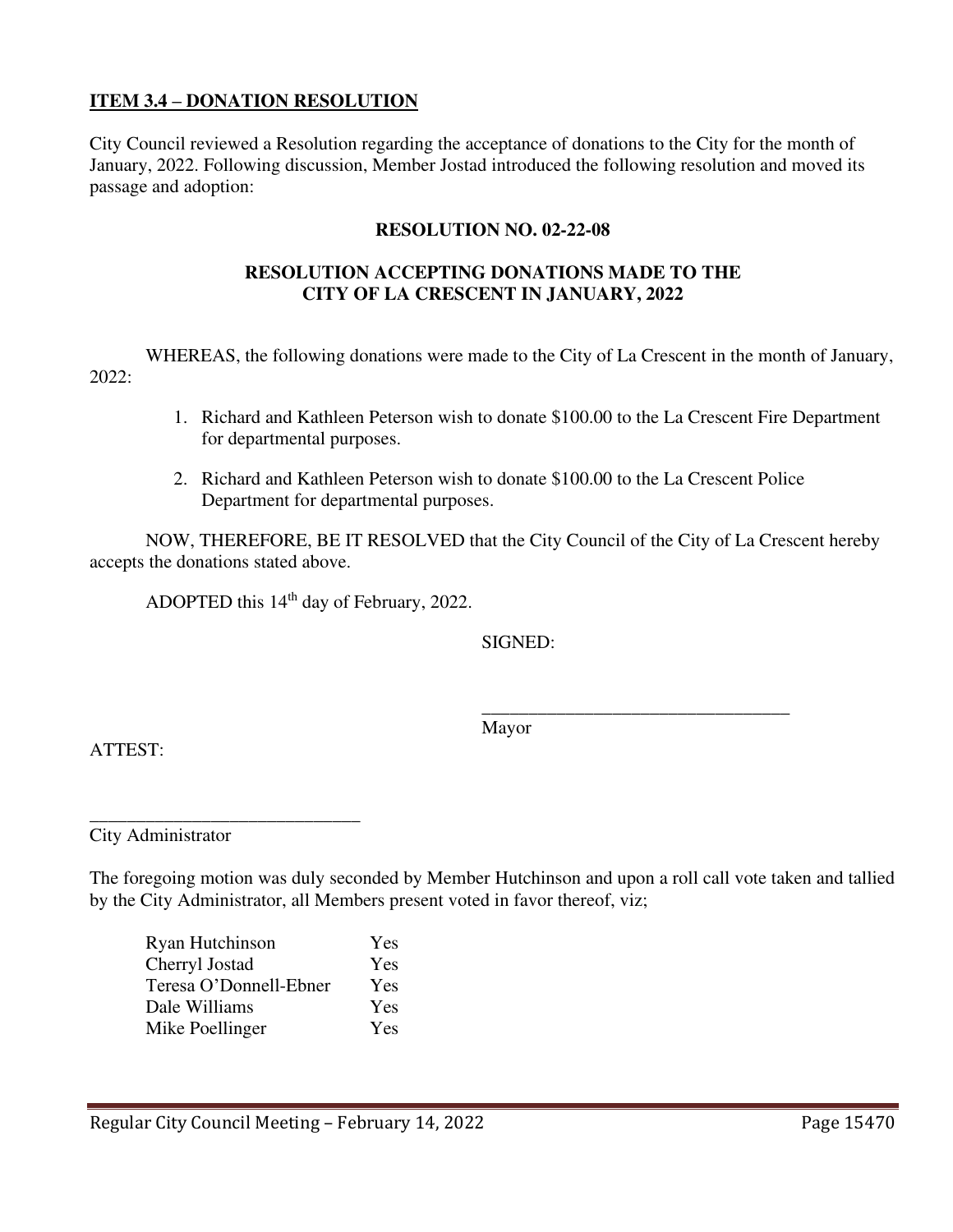**ITEM 3.4 – DONATION RESOLUTION**

City Council reviewed a Resolution regarding the acceptance of donations to the City for the month of January, 2022. Following discussion, Member Jostad introduced the following resolution and moved its passage and adoption:

**RESOLUTION NO. 02-22-08**

**RESOLUTION ACCEPTING DONATIONS MADE TO THE CITY OF LA CRESCENT IN JANUARY, 2022**

WHEREAS, the following donations were made to the City of La Crescent in the month of January, 2022:

1. Richard and Kathleen Peterson wish to donate $100.00 to the La Crescent Fire Department for departmental purposes.
2. Richard and Kathleen Peterson wish to donate $100.00 to the La Crescent Police Department for departmental purposes.

NOW, THEREFORE, BE IT RESOLVED that the City Council of the City of La Crescent hereby accepts the donations stated above.

ADOPTED this 14th day of February, 2022.

SIGNED:

_________________________________
Mayor

ATTEST:

_____________________________
City Administrator

The foregoing motion was duly seconded by Member Hutchinson and upon a roll call vote taken and tallied by the City Administrator, all Members present voted in favor thereof, viz;

| | |
|---|---|
| Ryan Hutchinson | Yes |
| Cherryl Jostad | Yes |
| Teresa O'Donnell-Ebner | Yes |
| Dale Williams | Yes |
| Mike Poellinger | Yes |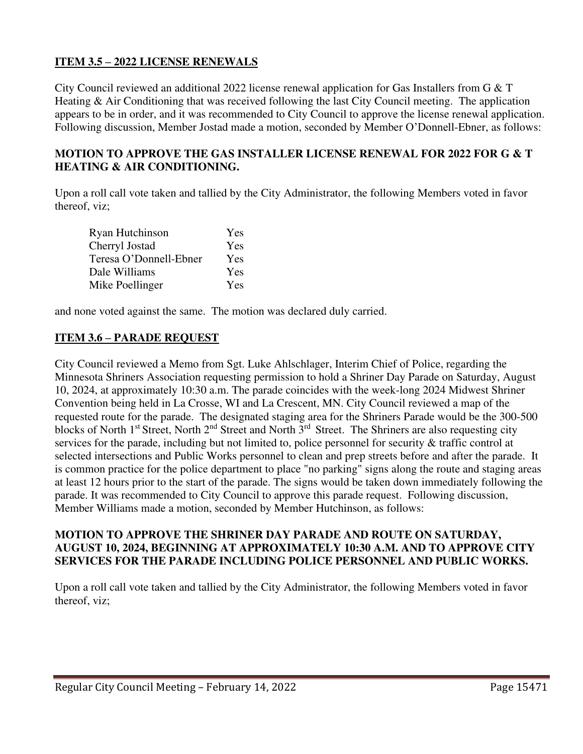**ITEM 3.5 – 2022 LICENSE RENEWALS**

City Council reviewed an additional 2022 license renewal application for Gas Installers from G & T Heating & Air Conditioning that was received following the last City Council meeting. The application appears to be in order, and it was recommended to City Council to approve the license renewal application. Following discussion, Member Jostad made a motion, seconded by Member O'Donnell-Ebner, as follows:

**MOTION TO APPROVE THE GAS INSTALLER LICENSE RENEWAL FOR 2022 FOR G & T HEATING & AIR CONDITIONING.**

Upon a roll call vote taken and tallied by the City Administrator, the following Members voted in favor thereof, viz;

| | |
|---|---|
| Ryan Hutchinson | Yes |
| Cherryl Jostad | Yes |
| Teresa O'Donnell-Ebner | Yes |
| Dale Williams | Yes |
| Mike Poellinger | Yes |

and none voted against the same. The motion was declared duly carried.

**ITEM 3.6 – PARADE REQUEST**

City Council reviewed a Memo from Sgt. Luke Ahlschlager, Interim Chief of Police, regarding the Minnesota Shriners Association requesting permission to hold a Shriner Day Parade on Saturday, August 10, 2024, at approximately 10:30 a.m. The parade coincides with the week-long 2024 Midwest Shriner Convention being held in La Crosse, WI and La Crescent, MN. City Council reviewed a map of the requested route for the parade. The designated staging area for the Shriners Parade would be the 300-500 blocks of North 1st Street, North 2nd Street and North 3rd Street. The Shriners are also requesting city services for the parade, including but not limited to, police personnel for security & traffic control at selected intersections and Public Works personnel to clean and prep streets before and after the parade. It is common practice for the police department to place "no parking" signs along the route and staging areas at least 12 hours prior to the start of the parade. The signs would be taken down immediately following the parade. It was recommended to City Council to approve this parade request. Following discussion, Member Williams made a motion, seconded by Member Hutchinson, as follows:

**MOTION TO APPROVE THE SHRINER DAY PARADE AND ROUTE ON SATURDAY, AUGUST 10, 2024, BEGINNING AT APPROXIMATELY 10:30 A.M. AND TO APPROVE CITY SERVICES FOR THE PARADE INCLUDING POLICE PERSONNEL AND PUBLIC WORKS.**

Upon a roll call vote taken and tallied by the City Administrator, the following Members voted in favor thereof, viz;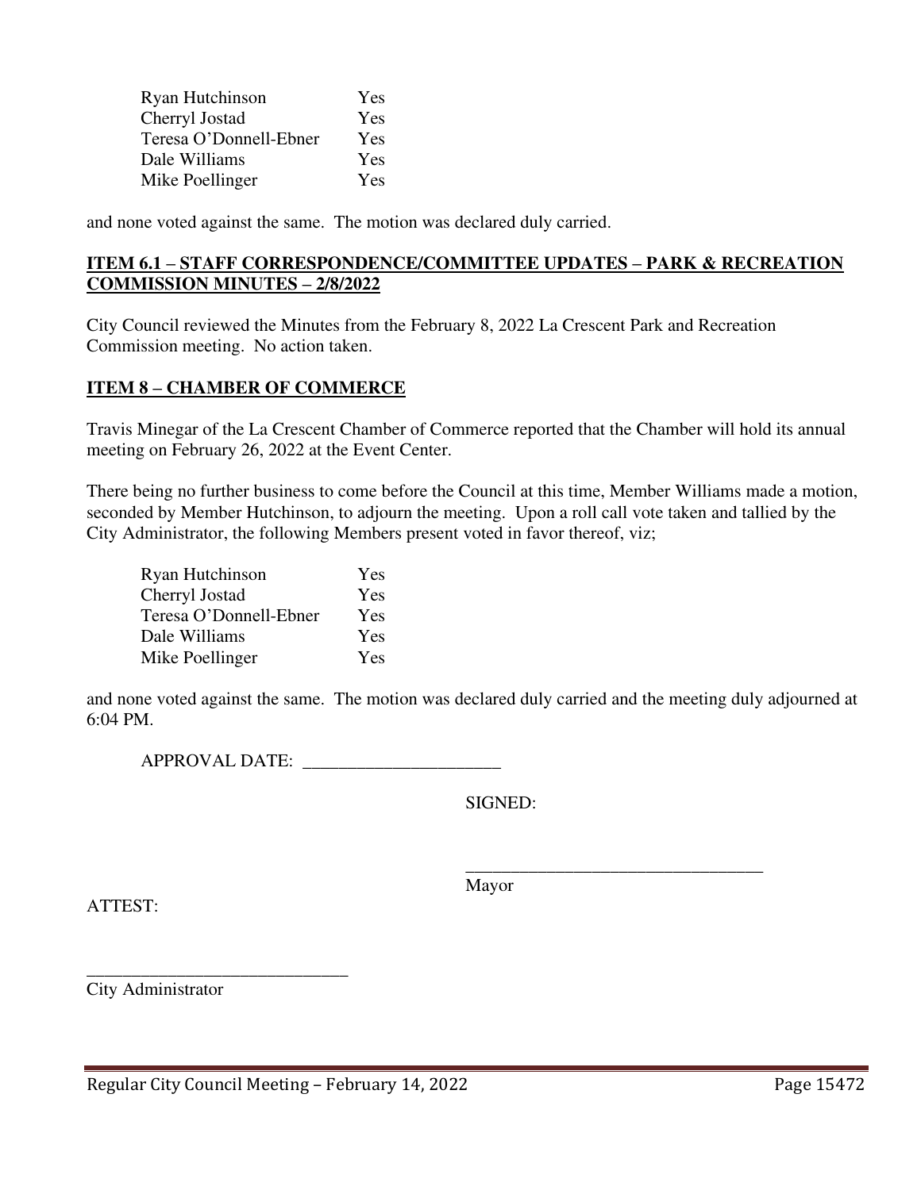| | |
|---|---|
| Ryan Hutchinson | Yes |
| Cherryl Jostad | Yes |
| Teresa O'Donnell-Ebner | Yes |
| Dale Williams | Yes |
| Mike Poellinger | Yes |

and none voted against the same. The motion was declared duly carried.

**ITEM 6.1 – STAFF CORRESPONDENCE/COMMITTEE UPDATES – PARK & RECREATION COMMISSION MINUTES – 2/8/2022**

City Council reviewed the Minutes from the February 8, 2022 La Crescent Park and Recreation Commission meeting. No action taken.

**ITEM 8 – CHAMBER OF COMMERCE**

Travis Minegar of the La Crescent Chamber of Commerce reported that the Chamber will hold its annual meeting on February 26, 2022 at the Event Center.

There being no further business to come before the Council at this time, Member Williams made a motion, seconded by Member Hutchinson, to adjourn the meeting. Upon a roll call vote taken and tallied by the City Administrator, the following Members present voted in favor thereof, viz;

| | |
|---|---|
| Ryan Hutchinson | Yes |
| Cherryl Jostad | Yes |
| Teresa O'Donnell-Ebner | Yes |
| Dale Williams | Yes |
| Mike Poellinger | Yes |

and none voted against the same. The motion was declared duly carried and the meeting duly adjourned at 6:04 PM.

APPROVAL DATE: ______________________

SIGNED:

__________________________________
Mayor

ATTEST:

______________________________
City Administrator